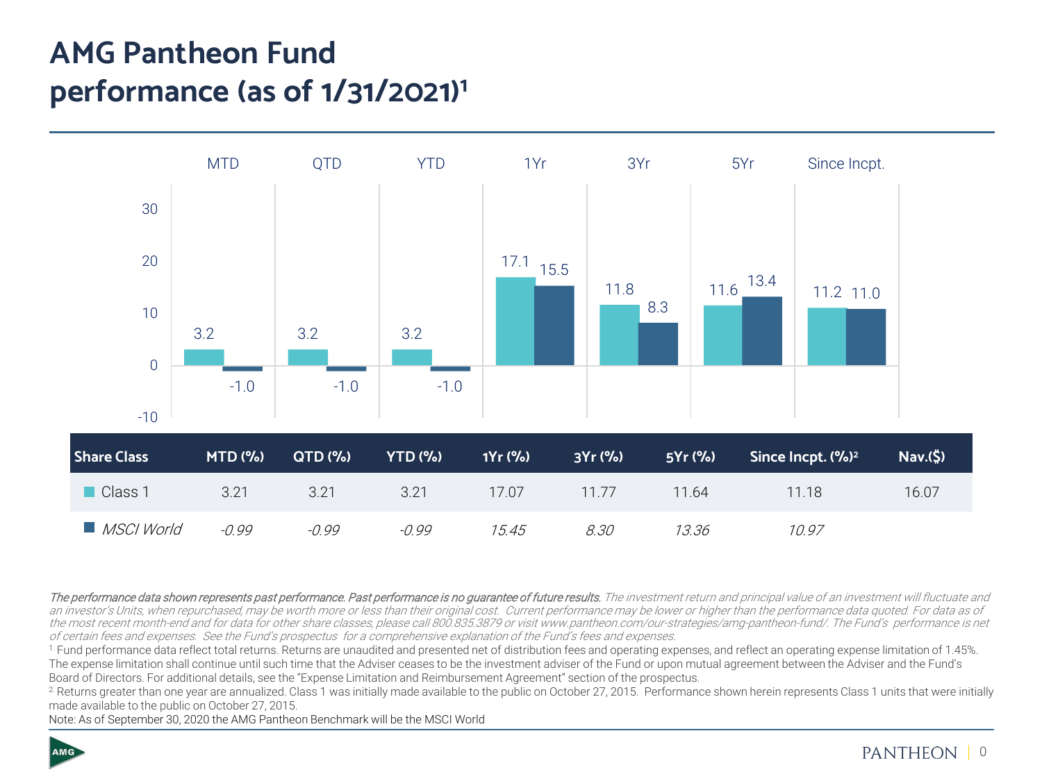# AMG Pantheon Fund performance (as of 1/31/2021)[1]

| Share Class | MTD (%) | QTD (%) | YTD (%) | 1Yr (%) | 3Yr (%) | 5Yr (%) | Since Incpt. (%)[2] | Nav.($) |
|---|---|---|---|---|---|---|---|---|
| Class 1 | 3.21 | 3.21 | 3.21 | 17.07 | 11.77 | 11.64 | 11.18 | 16.07 |
| *MSCI World* | *-0.99* | *-0.99* | *-0.99* | *15.45* | *8.30* | *13.36* | *10.97* | |

***The performance data shown represents past performance. Past performance is no guarantee of future results.*** *The investment return and principal value of an investment will fluctuate and an investor's Units, when repurchased, may be worth more or less than their original cost. Current performance may be lower or higher than the performance data quoted. For data as of the most recent month-end and for data for other share classes, please call 800.835.3879 or visit www.pantheon.com/our-strategies/amg-pantheon-fund/. The Fund's performance is net of certain fees and expenses. See the Fund's prospectus for a comprehensive explanation of the Fund's fees and expenses.*

[1] Fund performance data reflect total returns. Returns are unaudited and presented net of distribution fees and operating expenses, and reflect an operating expense limitation of 1.45%. The expense limitation shall continue until such time that the Adviser ceases to be the investment adviser of the Fund or upon mutual agreement between the Adviser and the Fund's Board of Directors. For additional details, see the "Expense Limitation and Reimbursement Agreement" section of the prospectus.

[2] Returns greater than one year are annualized. Class 1 was initially made available to the public on October 27, 2015. Performance shown herein represents Class 1 units that were initially made available to the public on October 27, 2015.

Note: As of September 30, 2020 the AMG Pantheon Benchmark will be the MSCI World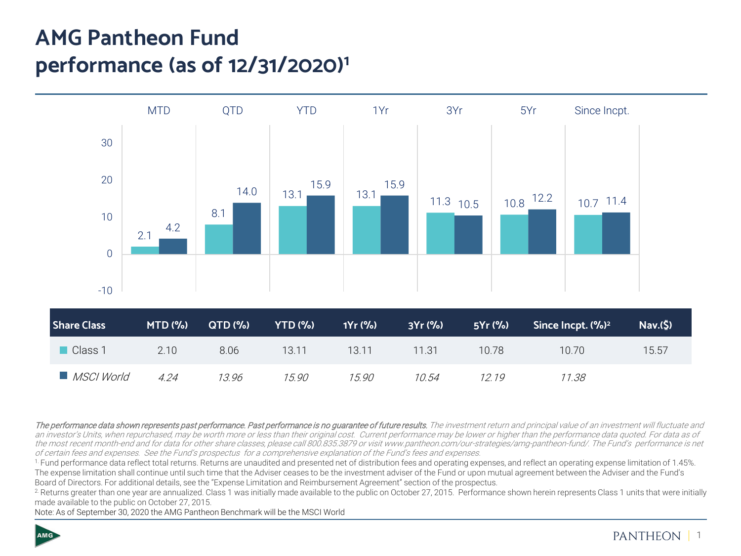# AMG Pantheon Fund performance (as of 12/31/2020)[1]

| Share Class | MTD (%) | QTD (%) | YTD (%) | 1Yr (%) | 3Yr (%) | 5Yr (%) | Since Incpt. (%)[2] | Nav.($) |
|---|---|---|---|---|---|---|---|---|
| Class 1 | 2.10 | 8.06 | 13.11 | 13.11 | 11.31 | 10.78 | 10.70 | 15.57 |
| *MSCI World* | *4.24* | *13.96* | *15.90* | *15.90* | *10.54* | *12.19* | *11.38* | |

***The performance data shown represents past performance. Past performance is no guarantee of future results.*** *The investment return and principal value of an investment will fluctuate and an investor's Units, when repurchased, may be worth more or less than their original cost. Current performance may be lower or higher than the performance data quoted. For data as of the most recent month-end and for data for other share classes, please call 800.835.3879 or visit www.pantheon.com/our-strategies/amg-pantheon-fund/. The Fund's performance is net of certain fees and expenses. See the Fund's prospectus for a comprehensive explanation of the Fund's fees and expenses.*

[1] Fund performance data reflect total returns. Returns are unaudited and presented net of distribution fees and operating expenses, and reflect an operating expense limitation of 1.45%. The expense limitation shall continue until such time that the Adviser ceases to be the investment adviser of the Fund or upon mutual agreement between the Adviser and the Fund's Board of Directors. For additional details, see the "Expense Limitation and Reimbursement Agreement" section of the prospectus.

[2] Returns greater than one year are annualized. Class 1 was initially made available to the public on October 27, 2015. Performance shown herein represents Class 1 units that were initially made available to the public on October 27, 2015.

Note: As of September 30, 2020 the AMG Pantheon Benchmark will be the MSCI World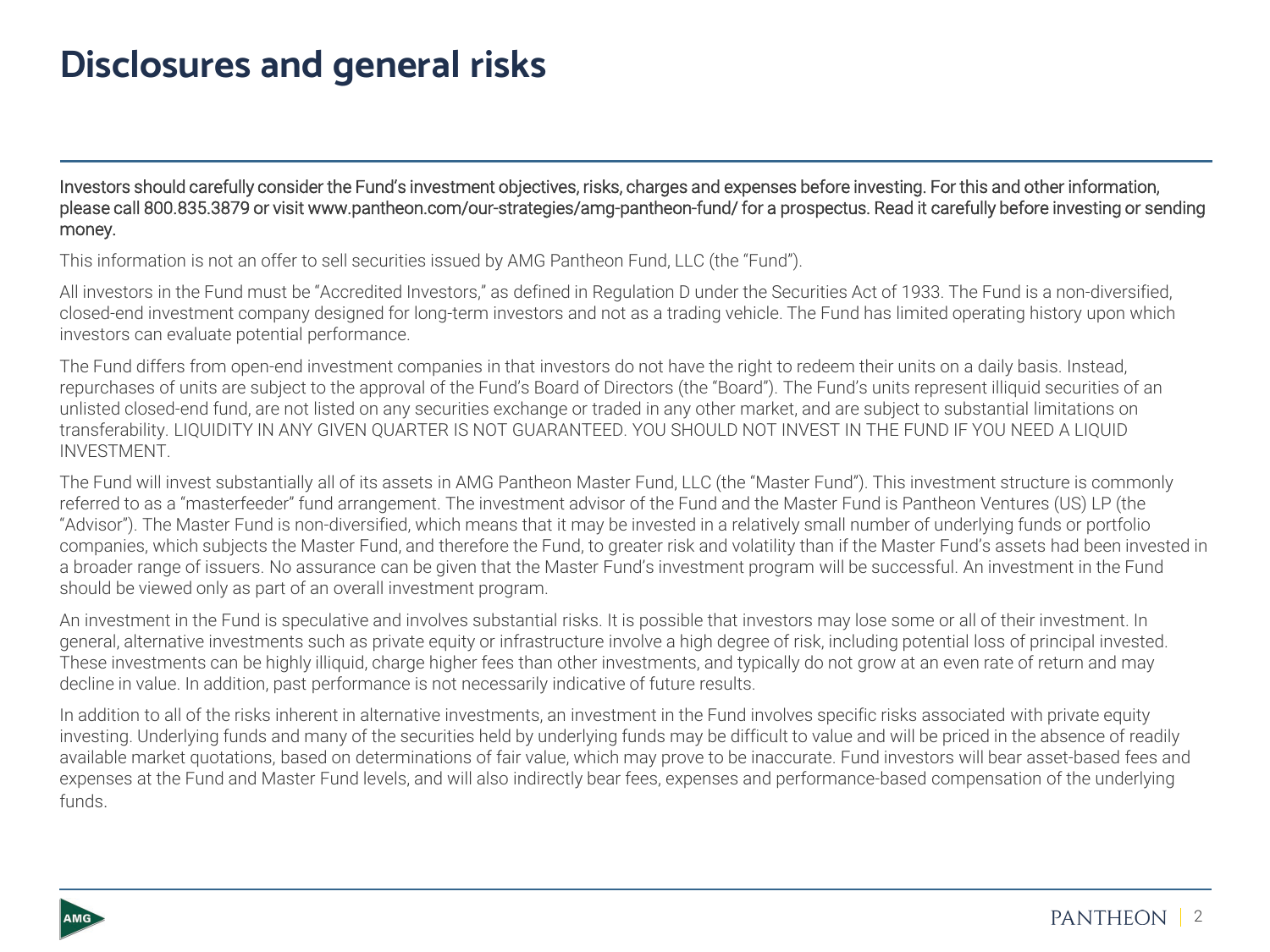# Disclosures and general risks

**Investors should carefully consider the Fund's investment objectives, risks, charges and expenses before investing. For this and other information, please call 800.835.3879 or visit www.pantheon.com/our-strategies/amg-pantheon-fund/ for a prospectus. Read it carefully before investing or sending money.**

This information is not an offer to sell securities issued by AMG Pantheon Fund, LLC (the "Fund").

All investors in the Fund must be "Accredited Investors," as defined in Regulation D under the Securities Act of 1933. The Fund is a non-diversified, closed-end investment company designed for long-term investors and not as a trading vehicle. The Fund has limited operating history upon which investors can evaluate potential performance.

The Fund differs from open-end investment companies in that investors do not have the right to redeem their units on a daily basis. Instead, repurchases of units are subject to the approval of the Fund's Board of Directors (the "Board"). The Fund's units represent illiquid securities of an unlisted closed-end fund, are not listed on any securities exchange or traded in any other market, and are subject to substantial limitations on transferability. LIQUIDITY IN ANY GIVEN QUARTER IS NOT GUARANTEED. YOU SHOULD NOT INVEST IN THE FUND IF YOU NEED A LIQUID INVESTMENT.

The Fund will invest substantially all of its assets in AMG Pantheon Master Fund, LLC (the "Master Fund"). This investment structure is commonly referred to as a "masterfeeder" fund arrangement. The investment advisor of the Fund and the Master Fund is Pantheon Ventures (US) LP (the "Advisor"). The Master Fund is non-diversified, which means that it may be invested in a relatively small number of underlying funds or portfolio companies, which subjects the Master Fund, and therefore the Fund, to greater risk and volatility than if the Master Fund's assets had been invested in a broader range of issuers. No assurance can be given that the Master Fund's investment program will be successful. An investment in the Fund should be viewed only as part of an overall investment program.

An investment in the Fund is speculative and involves substantial risks. It is possible that investors may lose some or all of their investment. In general, alternative investments such as private equity or infrastructure involve a high degree of risk, including potential loss of principal invested. These investments can be highly illiquid, charge higher fees than other investments, and typically do not grow at an even rate of return and may decline in value. In addition, past performance is not necessarily indicative of future results.

In addition to all of the risks inherent in alternative investments, an investment in the Fund involves specific risks associated with private equity investing. Underlying funds and many of the securities held by underlying funds may be difficult to value and will be priced in the absence of readily available market quotations, based on determinations of fair value, which may prove to be inaccurate. Fund investors will bear asset-based fees and expenses at the Fund and Master Fund levels, and will also indirectly bear fees, expenses and performance-based compensation of the underlying funds.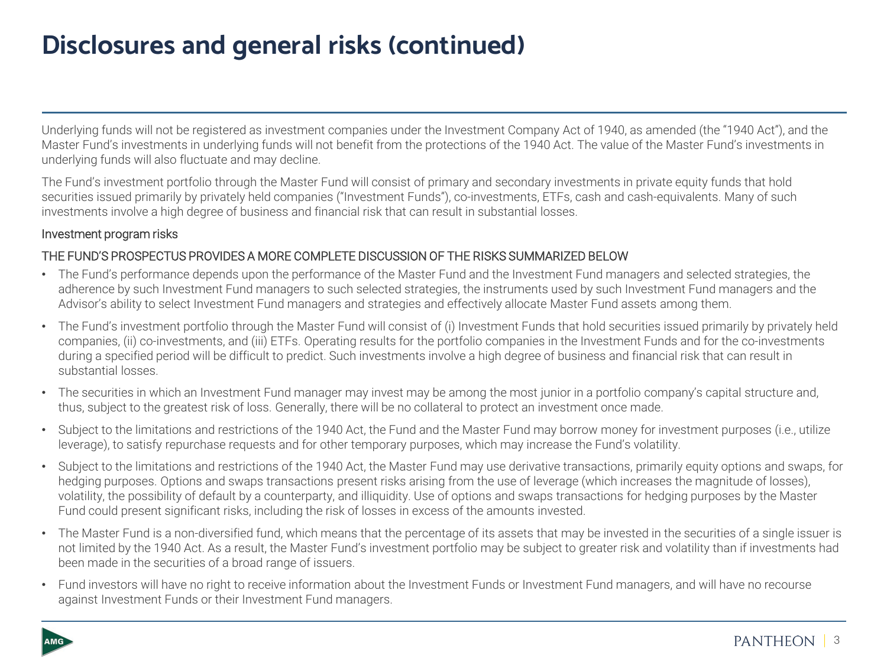# Disclosures and general risks (continued)

Underlying funds will not be registered as investment companies under the Investment Company Act of 1940, as amended (the "1940 Act"), and the Master Fund's investments in underlying funds will not benefit from the protections of the 1940 Act. The value of the Master Fund's investments in underlying funds will also fluctuate and may decline.

The Fund's investment portfolio through the Master Fund will consist of primary and secondary investments in private equity funds that hold securities issued primarily by privately held companies ("Investment Funds"), co-investments, ETFs, cash and cash-equivalents. Many of such investments involve a high degree of business and financial risk that can result in substantial losses.

Investment program risks

THE FUND'S PROSPECTUS PROVIDES A MORE COMPLETE DISCUSSION OF THE RISKS SUMMARIZED BELOW

- The Fund's performance depends upon the performance of the Master Fund and the Investment Fund managers and selected strategies, the adherence by such Investment Fund managers to such selected strategies, the instruments used by such Investment Fund managers and the Advisor's ability to select Investment Fund managers and strategies and effectively allocate Master Fund assets among them.
- The Fund's investment portfolio through the Master Fund will consist of (i) Investment Funds that hold securities issued primarily by privately held companies, (ii) co-investments, and (iii) ETFs. Operating results for the portfolio companies in the Investment Funds and for the co-investments during a specified period will be difficult to predict. Such investments involve a high degree of business and financial risk that can result in substantial losses.
- The securities in which an Investment Fund manager may invest may be among the most junior in a portfolio company's capital structure and, thus, subject to the greatest risk of loss. Generally, there will be no collateral to protect an investment once made.
- Subject to the limitations and restrictions of the 1940 Act, the Fund and the Master Fund may borrow money for investment purposes (i.e., utilize leverage), to satisfy repurchase requests and for other temporary purposes, which may increase the Fund's volatility.
- Subject to the limitations and restrictions of the 1940 Act, the Master Fund may use derivative transactions, primarily equity options and swaps, for hedging purposes. Options and swaps transactions present risks arising from the use of leverage (which increases the magnitude of losses), volatility, the possibility of default by a counterparty, and illiquidity. Use of options and swaps transactions for hedging purposes by the Master Fund could present significant risks, including the risk of losses in excess of the amounts invested.
- The Master Fund is a non-diversified fund, which means that the percentage of its assets that may be invested in the securities of a single issuer is not limited by the 1940 Act. As a result, the Master Fund's investment portfolio may be subject to greater risk and volatility than if investments had been made in the securities of a broad range of issuers.
- Fund investors will have no right to receive information about the Investment Funds or Investment Fund managers, and will have no recourse against Investment Funds or their Investment Fund managers.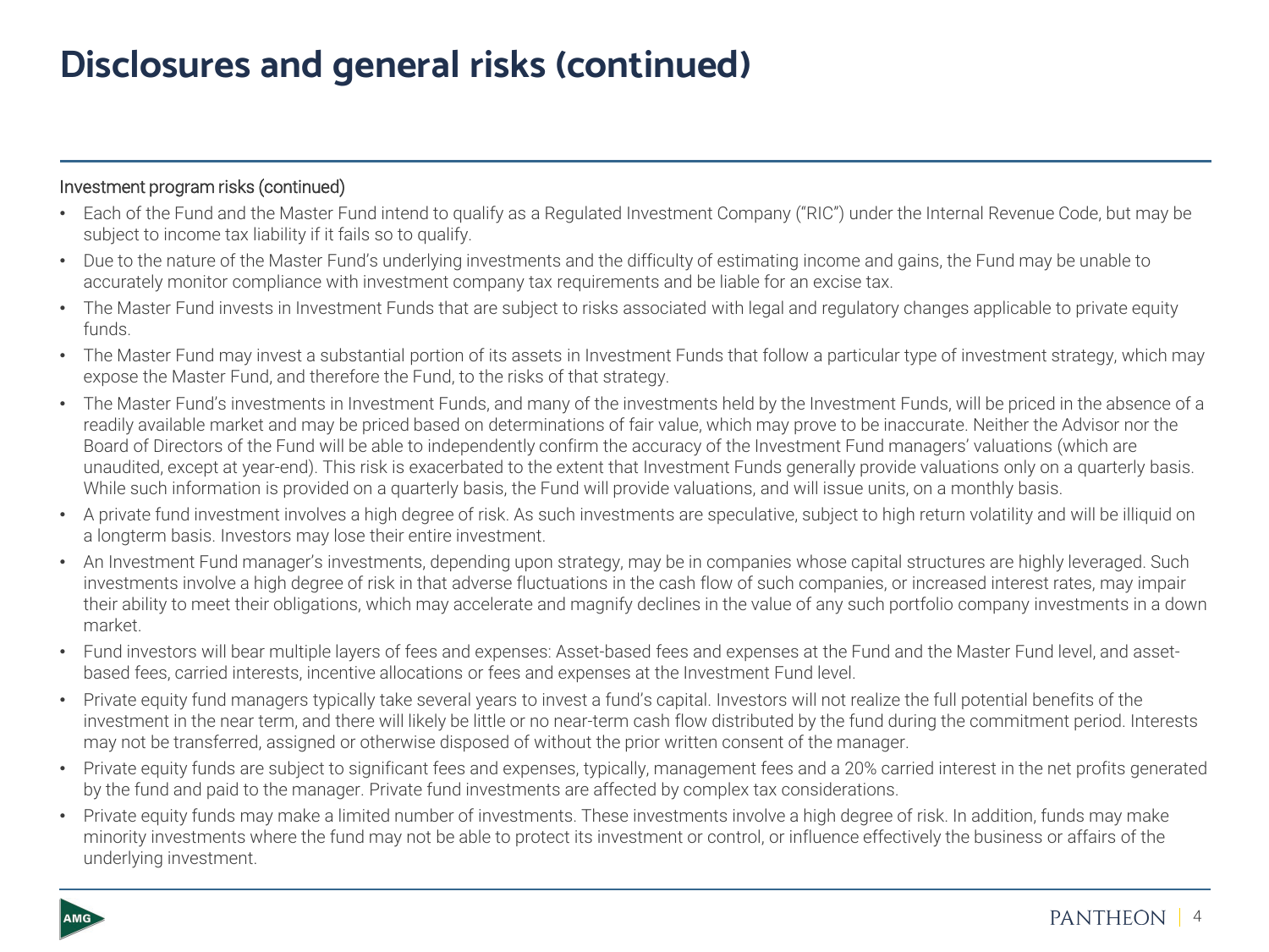# Disclosures and general risks (continued)

Investment program risks (continued)

- Each of the Fund and the Master Fund intend to qualify as a Regulated Investment Company ("RIC") under the Internal Revenue Code, but may be subject to income tax liability if it fails so to qualify.
- Due to the nature of the Master Fund's underlying investments and the difficulty of estimating income and gains, the Fund may be unable to accurately monitor compliance with investment company tax requirements and be liable for an excise tax.
- The Master Fund invests in Investment Funds that are subject to risks associated with legal and regulatory changes applicable to private equity funds.
- The Master Fund may invest a substantial portion of its assets in Investment Funds that follow a particular type of investment strategy, which may expose the Master Fund, and therefore the Fund, to the risks of that strategy.
- The Master Fund's investments in Investment Funds, and many of the investments held by the Investment Funds, will be priced in the absence of a readily available market and may be priced based on determinations of fair value, which may prove to be inaccurate. Neither the Advisor nor the Board of Directors of the Fund will be able to independently confirm the accuracy of the Investment Fund managers' valuations (which are unaudited, except at year-end). This risk is exacerbated to the extent that Investment Funds generally provide valuations only on a quarterly basis. While such information is provided on a quarterly basis, the Fund will provide valuations, and will issue units, on a monthly basis.
- A private fund investment involves a high degree of risk. As such investments are speculative, subject to high return volatility and will be illiquid on a longterm basis. Investors may lose their entire investment.
- An Investment Fund manager's investments, depending upon strategy, may be in companies whose capital structures are highly leveraged. Such investments involve a high degree of risk in that adverse fluctuations in the cash flow of such companies, or increased interest rates, may impair their ability to meet their obligations, which may accelerate and magnify declines in the value of any such portfolio company investments in a down market.
- Fund investors will bear multiple layers of fees and expenses: Asset-based fees and expenses at the Fund and the Master Fund level, and asset-based fees, carried interests, incentive allocations or fees and expenses at the Investment Fund level.
- Private equity fund managers typically take several years to invest a fund's capital. Investors will not realize the full potential benefits of the investment in the near term, and there will likely be little or no near-term cash flow distributed by the fund during the commitment period. Interests may not be transferred, assigned or otherwise disposed of without the prior written consent of the manager.
- Private equity funds are subject to significant fees and expenses, typically, management fees and a 20% carried interest in the net profits generated by the fund and paid to the manager. Private fund investments are affected by complex tax considerations.
- Private equity funds may make a limited number of investments. These investments involve a high degree of risk. In addition, funds may make minority investments where the fund may not be able to protect its investment or control, or influence effectively the business or affairs of the underlying investment.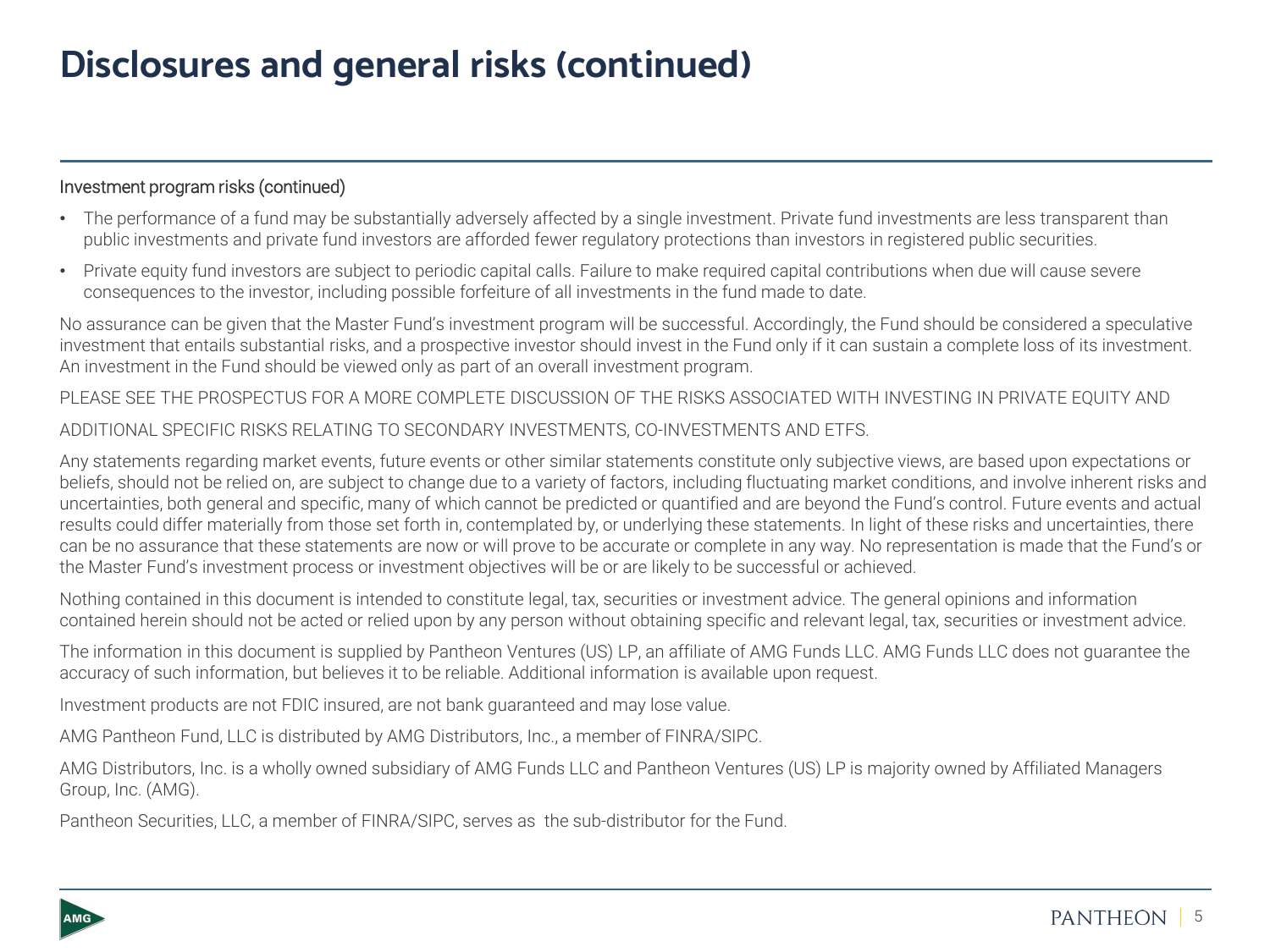# Disclosures and general risks (continued)

Investment program risks (continued)

- The performance of a fund may be substantially adversely affected by a single investment. Private fund investments are less transparent than public investments and private fund investors are afforded fewer regulatory protections than investors in registered public securities.
- Private equity fund investors are subject to periodic capital calls. Failure to make required capital contributions when due will cause severe consequences to the investor, including possible forfeiture of all investments in the fund made to date.

No assurance can be given that the Master Fund's investment program will be successful. Accordingly, the Fund should be considered a speculative investment that entails substantial risks, and a prospective investor should invest in the Fund only if it can sustain a complete loss of its investment. An investment in the Fund should be viewed only as part of an overall investment program.

PLEASE SEE THE PROSPECTUS FOR A MORE COMPLETE DISCUSSION OF THE RISKS ASSOCIATED WITH INVESTING IN PRIVATE EQUITY AND

ADDITIONAL SPECIFIC RISKS RELATING TO SECONDARY INVESTMENTS, CO-INVESTMENTS AND ETFS.

Any statements regarding market events, future events or other similar statements constitute only subjective views, are based upon expectations or beliefs, should not be relied on, are subject to change due to a variety of factors, including fluctuating market conditions, and involve inherent risks and uncertainties, both general and specific, many of which cannot be predicted or quantified and are beyond the Fund's control. Future events and actual results could differ materially from those set forth in, contemplated by, or underlying these statements. In light of these risks and uncertainties, there can be no assurance that these statements are now or will prove to be accurate or complete in any way. No representation is made that the Fund's or the Master Fund's investment process or investment objectives will be or are likely to be successful or achieved.

Nothing contained in this document is intended to constitute legal, tax, securities or investment advice. The general opinions and information contained herein should not be acted or relied upon by any person without obtaining specific and relevant legal, tax, securities or investment advice.

The information in this document is supplied by Pantheon Ventures (US) LP, an affiliate of AMG Funds LLC. AMG Funds LLC does not guarantee the accuracy of such information, but believes it to be reliable. Additional information is available upon request.

Investment products are not FDIC insured, are not bank guaranteed and may lose value.

AMG Pantheon Fund, LLC is distributed by AMG Distributors, Inc., a member of FINRA/SIPC.

AMG Distributors, Inc. is a wholly owned subsidiary of AMG Funds LLC and Pantheon Ventures (US) LP is majority owned by Affiliated Managers Group, Inc. (AMG).

Pantheon Securities, LLC, a member of FINRA/SIPC, serves as the sub-distributor for the Fund.